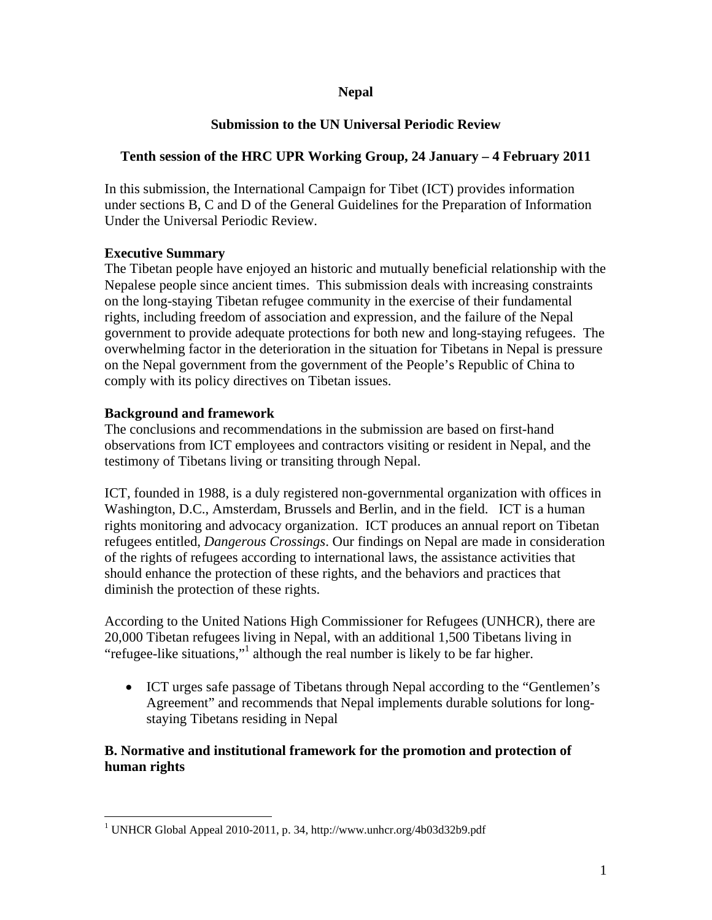**Nepal**

**Submission to the UN Universal Periodic Review**

**Tenth session of the HRC UPR Working Group, 24 January – 4 February 2011**

In this submission, the International Campaign for Tibet (ICT) provides information under sections B, C and D of the General Guidelines for the Preparation of Information Under the Universal Periodic Review.

**Executive Summary**

The Tibetan people have enjoyed an historic and mutually beneficial relationship with the Nepalese people since ancient times. This submission deals with increasing constraints on the long-staying Tibetan refugee community in the exercise of their fundamental rights, including freedom of association and expression, and the failure of the Nepal government to provide adequate protections for both new and long-staying refugees. The overwhelming factor in the deterioration in the situation for Tibetans in Nepal is pressure on the Nepal government from the government of the People's Republic of China to comply with its policy directives on Tibetan issues.

**Background and framework**

The conclusions and recommendations in the submission are based on first-hand observations from ICT employees and contractors visiting or resident in Nepal, and the testimony of Tibetans living or transiting through Nepal.

ICT, founded in 1988, is a duly registered non-governmental organization with offices in Washington, D.C., Amsterdam, Brussels and Berlin, and in the field. ICT is a human rights monitoring and advocacy organization. ICT produces an annual report on Tibetan refugees entitled, *Dangerous Crossings*. Our findings on Nepal are made in consideration of the rights of refugees according to international laws, the assistance activities that should enhance the protection of these rights, and the behaviors and practices that diminish the protection of these rights.

According to the United Nations High Commissioner for Refugees (UNHCR), there are 20,000 Tibetan refugees living in Nepal, with an additional 1,500 Tibetans living in "refugee-like situations,"[1] although the real number is likely to be far higher.

- ICT urges safe passage of Tibetans through Nepal according to the "Gentlemen's Agreement" and recommends that Nepal implements durable solutions for long-staying Tibetans residing in Nepal

**B. Normative and institutional framework for the promotion and protection of human rights**

[1] UNHCR Global Appeal 2010-2011, p. 34, http://www.unhcr.org/4b03d32b9.pdf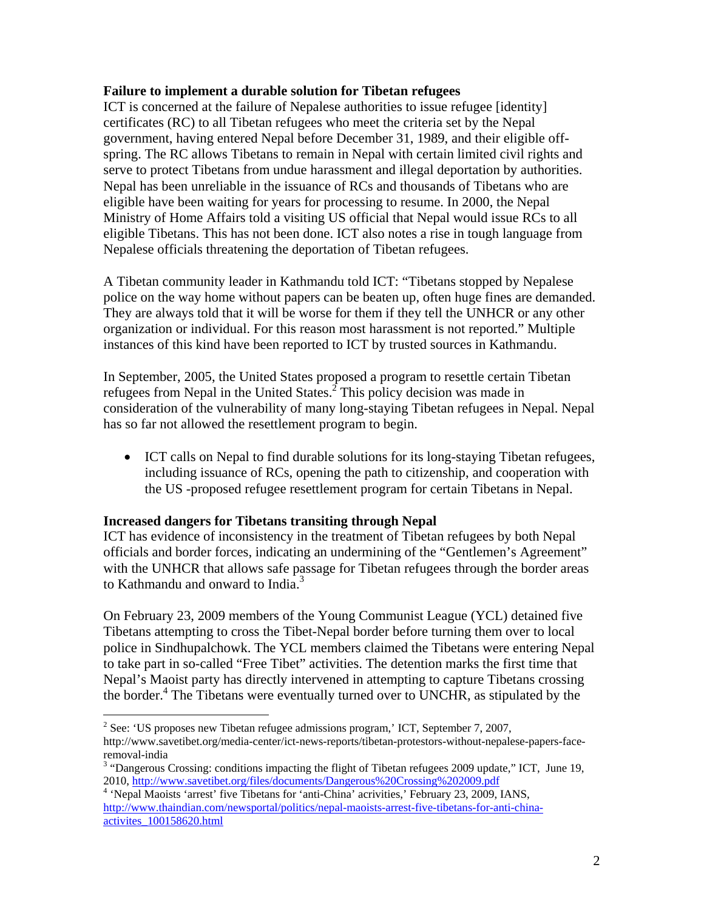**Failure to implement a durable solution for Tibetan refugees**

ICT is concerned at the failure of Nepalese authorities to issue refugee [identity] certificates (RC) to all Tibetan refugees who meet the criteria set by the Nepal government, having entered Nepal before December 31, 1989, and their eligible off-spring. The RC allows Tibetans to remain in Nepal with certain limited civil rights and serve to protect Tibetans from undue harassment and illegal deportation by authorities. Nepal has been unreliable in the issuance of RCs and thousands of Tibetans who are eligible have been waiting for years for processing to resume. In 2000, the Nepal Ministry of Home Affairs told a visiting US official that Nepal would issue RCs to all eligible Tibetans. This has not been done. ICT also notes a rise in tough language from Nepalese officials threatening the deportation of Tibetan refugees.

A Tibetan community leader in Kathmandu told ICT: "Tibetans stopped by Nepalese police on the way home without papers can be beaten up, often huge fines are demanded. They are always told that it will be worse for them if they tell the UNHCR or any other organization or individual. For this reason most harassment is not reported." Multiple instances of this kind have been reported to ICT by trusted sources in Kathmandu.

In September, 2005, the United States proposed a program to resettle certain Tibetan refugees from Nepal in the United States.[2] This policy decision was made in consideration of the vulnerability of many long-staying Tibetan refugees in Nepal. Nepal has so far not allowed the resettlement program to begin.

- ICT calls on Nepal to find durable solutions for its long-staying Tibetan refugees, including issuance of RCs, opening the path to citizenship, and cooperation with the US -proposed refugee resettlement program for certain Tibetans in Nepal.

**Increased dangers for Tibetans transiting through Nepal**

ICT has evidence of inconsistency in the treatment of Tibetan refugees by both Nepal officials and border forces, indicating an undermining of the "Gentlemen's Agreement" with the UNHCR that allows safe passage for Tibetan refugees through the border areas to Kathmandu and onward to India.[3]

On February 23, 2009 members of the Young Communist League (YCL) detained five Tibetans attempting to cross the Tibet-Nepal border before turning them over to local police in Sindhupalchowk. The YCL members claimed the Tibetans were entering Nepal to take part in so-called "Free Tibet" activities. The detention marks the first time that Nepal's Maoist party has directly intervened in attempting to capture Tibetans crossing the border.[4] The Tibetans were eventually turned over to UNCHR, as stipulated by the

---

[2] See: 'US proposes new Tibetan refugee admissions program,' ICT, September 7, 2007, http://www.savetibet.org/media-center/ict-news-reports/tibetan-protestors-without-nepalese-papers-face-removal-india

[3] "Dangerous Crossing: conditions impacting the flight of Tibetan refugees 2009 update," ICT, June 19, 2010, http://www.savetibet.org/files/documents/Dangerous%20Crossing%202009.pdf

[4] 'Nepal Maoists 'arrest' five Tibetans for 'anti-China' acrivities,' February 23, 2009, IANS, http://www.thaindian.com/newsportal/politics/nepal-maoists-arrest-five-tibetans-for-anti-china-activites_100158620.html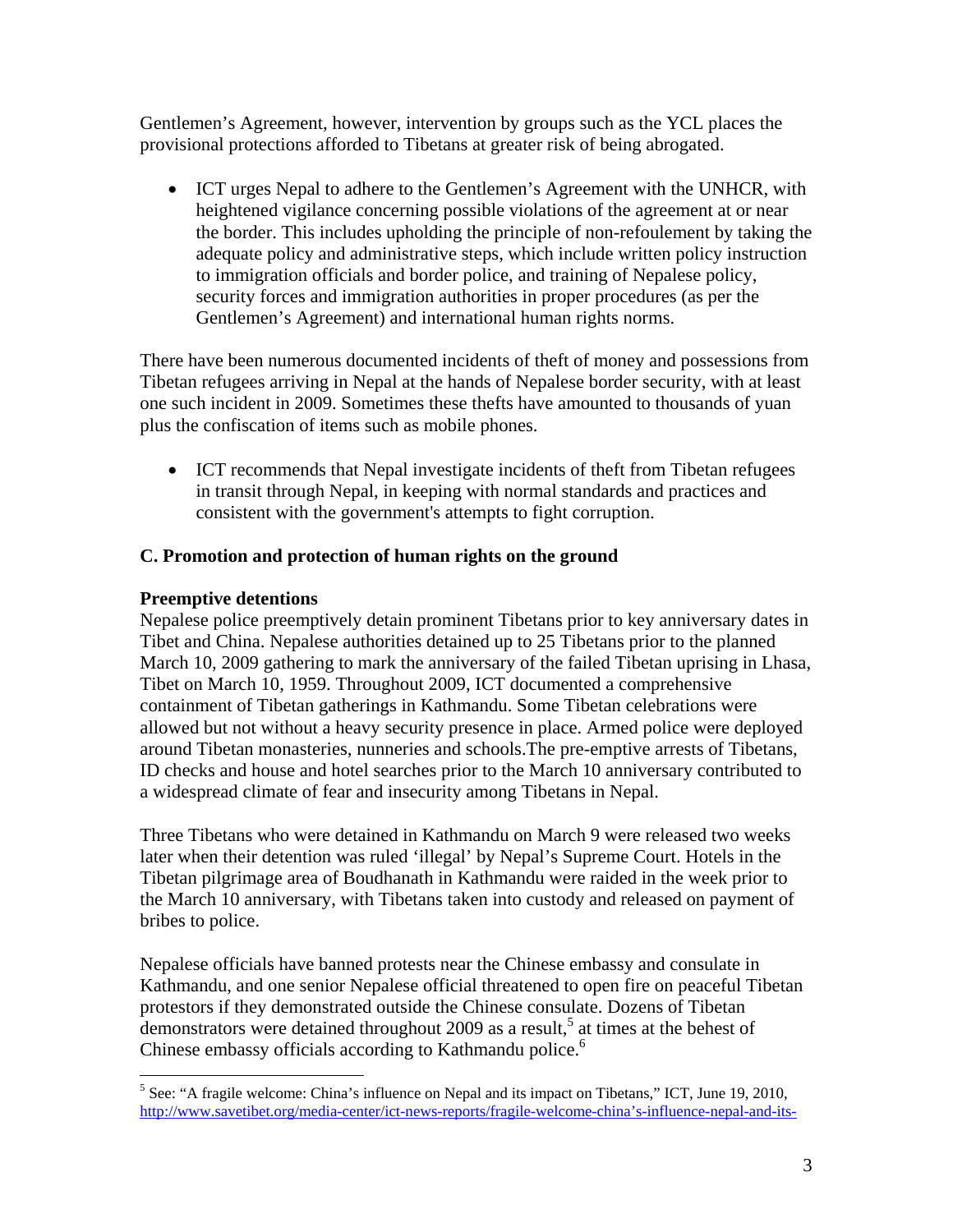Gentlemen's Agreement, however, intervention by groups such as the YCL places the provisional protections afforded to Tibetans at greater risk of being abrogated.

- ICT urges Nepal to adhere to the Gentlemen's Agreement with the UNHCR, with heightened vigilance concerning possible violations of the agreement at or near the border. This includes upholding the principle of non-refoulement by taking the adequate policy and administrative steps, which include written policy instruction to immigration officials and border police, and training of Nepalese policy, security forces and immigration authorities in proper procedures (as per the Gentlemen's Agreement) and international human rights norms.

There have been numerous documented incidents of theft of money and possessions from Tibetan refugees arriving in Nepal at the hands of Nepalese border security, with at least one such incident in 2009. Sometimes these thefts have amounted to thousands of yuan plus the confiscation of items such as mobile phones.

- ICT recommends that Nepal investigate incidents of theft from Tibetan refugees in transit through Nepal, in keeping with normal standards and practices and consistent with the government's attempts to fight corruption.

### C. Promotion and protection of human rights on the ground

**Preemptive detentions**

Nepalese police preemptively detain prominent Tibetans prior to key anniversary dates in Tibet and China. Nepalese authorities detained up to 25 Tibetans prior to the planned March 10, 2009 gathering to mark the anniversary of the failed Tibetan uprising in Lhasa, Tibet on March 10, 1959. Throughout 2009, ICT documented a comprehensive containment of Tibetan gatherings in Kathmandu. Some Tibetan celebrations were allowed but not without a heavy security presence in place. Armed police were deployed around Tibetan monasteries, nunneries and schools.The pre-emptive arrests of Tibetans, ID checks and house and hotel searches prior to the March 10 anniversary contributed to a widespread climate of fear and insecurity among Tibetans in Nepal.

Three Tibetans who were detained in Kathmandu on March 9 were released two weeks later when their detention was ruled 'illegal' by Nepal's Supreme Court. Hotels in the Tibetan pilgrimage area of Boudhanath in Kathmandu were raided in the week prior to the March 10 anniversary, with Tibetans taken into custody and released on payment of bribes to police.

Nepalese officials have banned protests near the Chinese embassy and consulate in Kathmandu, and one senior Nepalese official threatened to open fire on peaceful Tibetan protestors if they demonstrated outside the Chinese consulate. Dozens of Tibetan demonstrators were detained throughout 2009 as a result,[5] at times at the behest of Chinese embassy officials according to Kathmandu police.[6]

---

[5] See: "A fragile welcome: China's influence on Nepal and its impact on Tibetans," ICT, June 19, 2010, http://www.savetibet.org/media-center/ict-news-reports/fragile-welcome-china's-influence-nepal-and-its-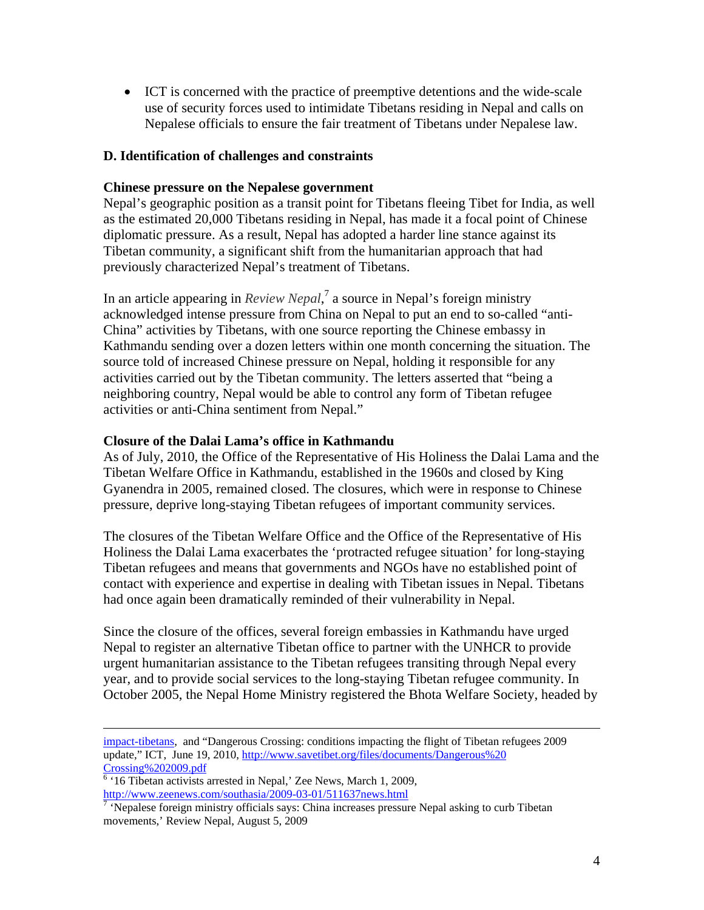- ICT is concerned with the practice of preemptive detentions and the wide-scale use of security forces used to intimidate Tibetans residing in Nepal and calls on Nepalese officials to ensure the fair treatment of Tibetans under Nepalese law.

### D. Identification of challenges and constraints

**Chinese pressure on the Nepalese government**

Nepal's geographic position as a transit point for Tibetans fleeing Tibet for India, as well as the estimated 20,000 Tibetans residing in Nepal, has made it a focal point of Chinese diplomatic pressure. As a result, Nepal has adopted a harder line stance against its Tibetan community, a significant shift from the humanitarian approach that had previously characterized Nepal's treatment of Tibetans.

In an article appearing in *Review Nepal*,[7] a source in Nepal's foreign ministry acknowledged intense pressure from China on Nepal to put an end to so-called "anti-China" activities by Tibetans, with one source reporting the Chinese embassy in Kathmandu sending over a dozen letters within one month concerning the situation. The source told of increased Chinese pressure on Nepal, holding it responsible for any activities carried out by the Tibetan community. The letters asserted that "being a neighboring country, Nepal would be able to control any form of Tibetan refugee activities or anti-China sentiment from Nepal."

**Closure of the Dalai Lama's office in Kathmandu**

As of July, 2010, the Office of the Representative of His Holiness the Dalai Lama and the Tibetan Welfare Office in Kathmandu, established in the 1960s and closed by King Gyanendra in 2005, remained closed. The closures, which were in response to Chinese pressure, deprive long-staying Tibetan refugees of important community services.

The closures of the Tibetan Welfare Office and the Office of the Representative of His Holiness the Dalai Lama exacerbates the 'protracted refugee situation' for long-staying Tibetan refugees and means that governments and NGOs have no established point of contact with experience and expertise in dealing with Tibetan issues in Nepal. Tibetans had once again been dramatically reminded of their vulnerability in Nepal.

Since the closure of the offices, several foreign embassies in Kathmandu have urged Nepal to register an alternative Tibetan office to partner with the UNHCR to provide urgent humanitarian assistance to the Tibetan refugees transiting through Nepal every year, and to provide social services to the long-staying Tibetan refugee community. In October 2005, the Nepal Home Ministry registered the Bhota Welfare Society, headed by

---

impact-tibetans, and "Dangerous Crossing: conditions impacting the flight of Tibetan refugees 2009 update," ICT, June 19, 2010, http://www.savetibet.org/files/documents/Dangerous%20Crossing%202009.pdf

[6] '16 Tibetan activists arrested in Nepal,' Zee News, March 1, 2009, http://www.zeenews.com/southasia/2009-03-01/511637news.html

[7] 'Nepalese foreign ministry officials says: China increases pressure Nepal asking to curb Tibetan movements,' Review Nepal, August 5, 2009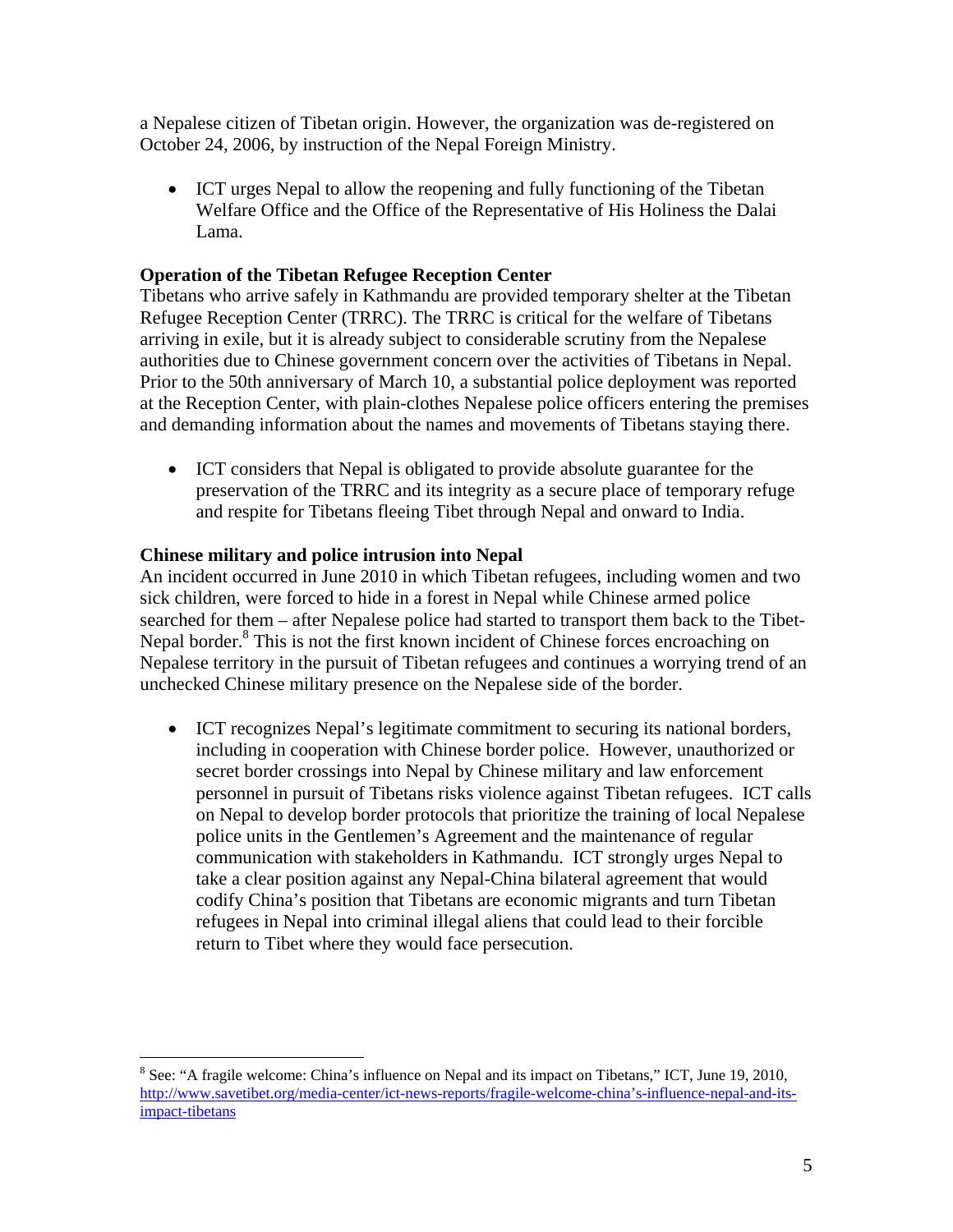a Nepalese citizen of Tibetan origin. However, the organization was de-registered on October 24, 2006, by instruction of the Nepal Foreign Ministry.

- ICT urges Nepal to allow the reopening and fully functioning of the Tibetan Welfare Office and the Office of the Representative of His Holiness the Dalai Lama.

**Operation of the Tibetan Refugee Reception Center**

Tibetans who arrive safely in Kathmandu are provided temporary shelter at the Tibetan Refugee Reception Center (TRRC). The TRRC is critical for the welfare of Tibetans arriving in exile, but it is already subject to considerable scrutiny from the Nepalese authorities due to Chinese government concern over the activities of Tibetans in Nepal. Prior to the 50th anniversary of March 10, a substantial police deployment was reported at the Reception Center, with plain-clothes Nepalese police officers entering the premises and demanding information about the names and movements of Tibetans staying there.

- ICT considers that Nepal is obligated to provide absolute guarantee for the preservation of the TRRC and its integrity as a secure place of temporary refuge and respite for Tibetans fleeing Tibet through Nepal and onward to India.

**Chinese military and police intrusion into Nepal**

An incident occurred in June 2010 in which Tibetan refugees, including women and two sick children, were forced to hide in a forest in Nepal while Chinese armed police searched for them – after Nepalese police had started to transport them back to the Tibet-Nepal border.[8] This is not the first known incident of Chinese forces encroaching on Nepalese territory in the pursuit of Tibetan refugees and continues a worrying trend of an unchecked Chinese military presence on the Nepalese side of the border.

- ICT recognizes Nepal's legitimate commitment to securing its national borders, including in cooperation with Chinese border police. However, unauthorized or secret border crossings into Nepal by Chinese military and law enforcement personnel in pursuit of Tibetans risks violence against Tibetan refugees. ICT calls on Nepal to develop border protocols that prioritize the training of local Nepalese police units in the Gentlemen's Agreement and the maintenance of regular communication with stakeholders in Kathmandu. ICT strongly urges Nepal to take a clear position against any Nepal-China bilateral agreement that would codify China's position that Tibetans are economic migrants and turn Tibetan refugees in Nepal into criminal illegal aliens that could lead to their forcible return to Tibet where they would face persecution.

---

[8] See: "A fragile welcome: China's influence on Nepal and its impact on Tibetans," ICT, June 19, 2010, http://www.savetibet.org/media-center/ict-news-reports/fragile-welcome-china's-influence-nepal-and-its-impact-tibetans